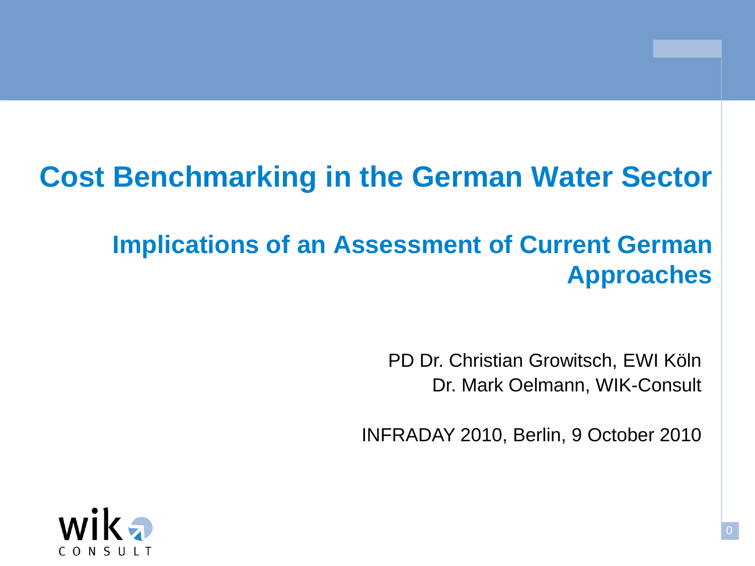# Cost Benchmarking in the German Water Sector

## Implications of an Assessment of Current German Approaches

PD Dr. Christian Growitsch, EWI Köln
Dr. Mark Oelmann, WIK-Consult

INFRADAY 2010, Berlin, 9 October 2010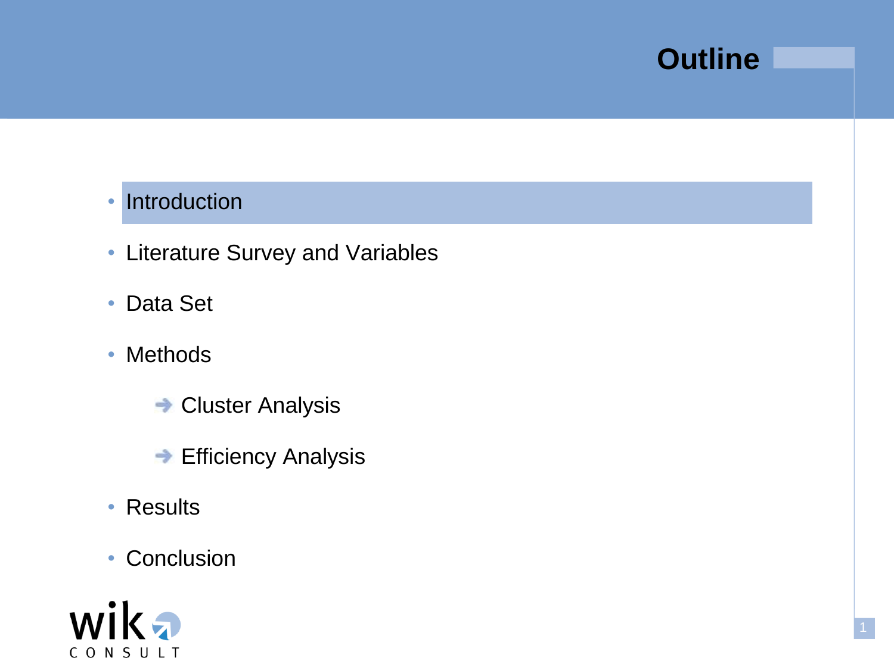# Outline

- Introduction
- Literature Survey and Variables
- Data Set
- Methods
  - Cluster Analysis
  - Efficiency Analysis
- Results
- Conclusion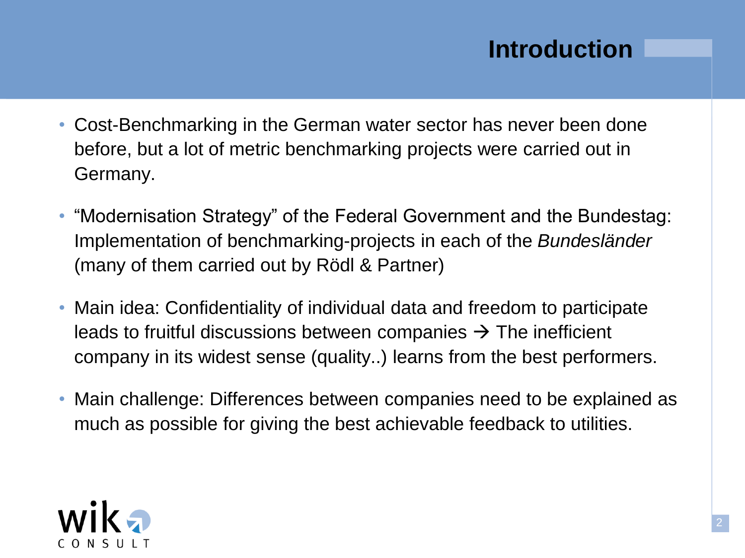# Introduction

- Cost-Benchmarking in the German water sector has never been done before, but a lot of metric benchmarking projects were carried out in Germany.
- “Modernisation Strategy” of the Federal Government and the Bundestag: Implementation of benchmarking-projects in each of the *Bundesländer* (many of them carried out by Rödl & Partner)
- Main idea: Confidentiality of individual data and freedom to participate leads to fruitful discussions between companies → The inefficient company in its widest sense (quality..) learns from the best performers.
- Main challenge: Differences between companies need to be explained as much as possible for giving the best achievable feedback to utilities.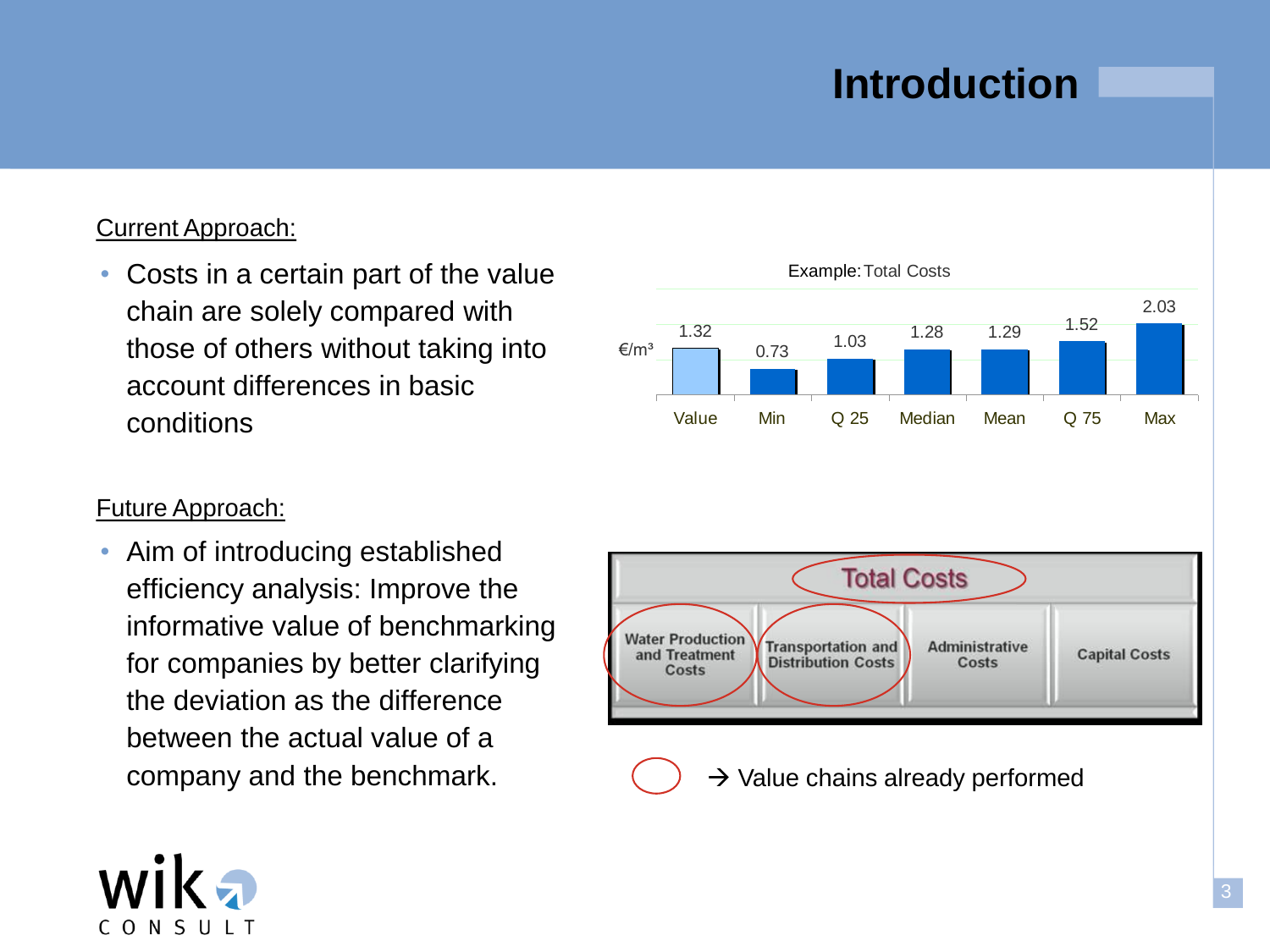# Introduction

Current Approach:

- Costs in a certain part of the value chain are solely compared with those of others without taking into account differences in basic conditions

Example: Total Costs

| | Value | Min | Q 25 | Median | Mean | Q 75 | Max |
|---|---|---|---|---|---|---|---|
| €/m³ | 1.32 | 0.73 | 1.03 | 1.28 | 1.29 | 1.52 | 2.03 |

Future Approach:

- Aim of introducing established efficiency analysis: Improve the informative value of benchmarking for companies by better clarifying the deviation as the difference between the actual value of a company and the benchmark.

| Total Costs | | | |
|---|---|---|---|
| Water Production and Treatment Costs | Transportation and Distribution Costs | Administrative Costs | Capital Costs |

→ Value chains already performed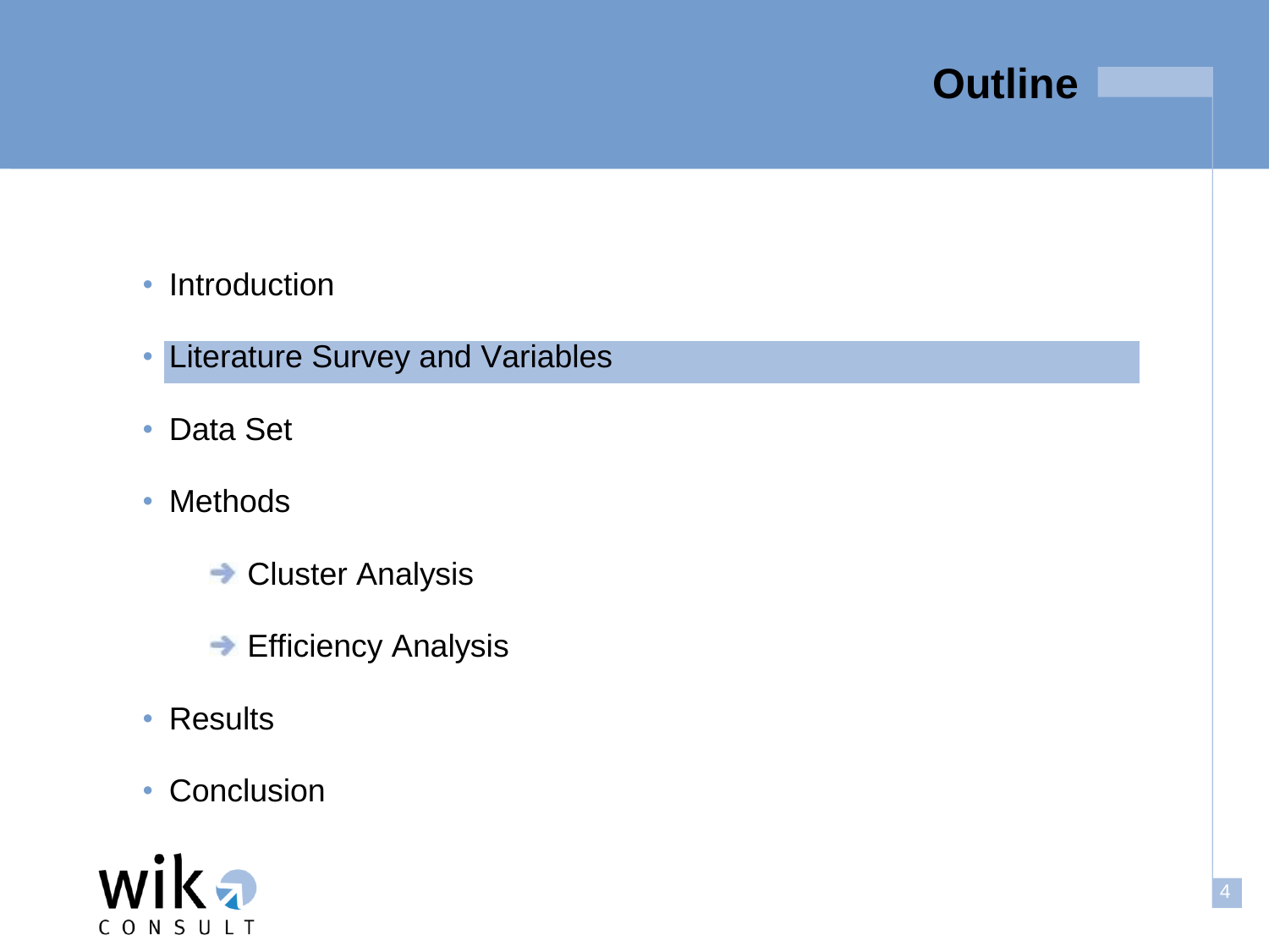# Outline

- Introduction
- **Literature Survey and Variables**
- Data Set
- Methods
  - Cluster Analysis
  - Efficiency Analysis
- Results
- Conclusion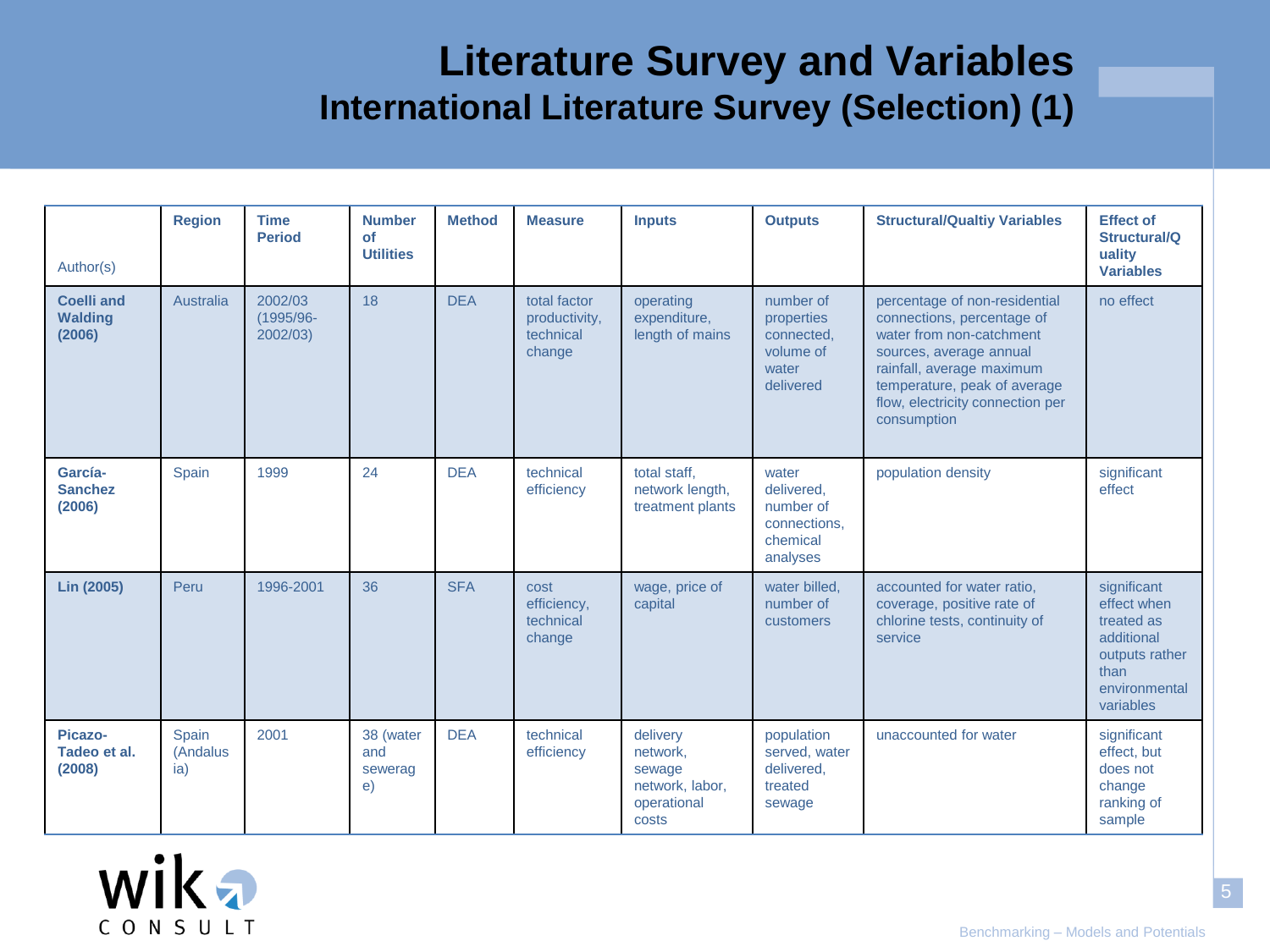# Literature Survey and Variables

## International Literature Survey (Selection) (1)

| Author(s) | Region | Time Period | Number of Utilities | Method | Measure | Inputs | Outputs | Structural/Qualtiy Variables | Effect of Structural/Quality Variables |
|---|---|---|---|---|---|---|---|---|---|
| **Coelli and Walding (2006)** | Australia | 2002/03 (1995/96-2002/03) | 18 | DEA | total factor productivity, technical change | operating expenditure, length of mains | number of properties connected, volume of water delivered | percentage of non-residential connections, percentage of water from non-catchment sources, average annual rainfall, average maximum temperature, peak of average flow, electricity connection per consumption | no effect |
| **García-Sanchez (2006)** | Spain | 1999 | 24 | DEA | technical efficiency | total staff, network length, treatment plants | water delivered, number of connections, chemical analyses | population density | significant effect |
| **Lin (2005)** | Peru | 1996-2001 | 36 | SFA | cost efficiency, technical change | wage, price of capital | water billed, number of customers | accounted for water ratio, coverage, positive rate of chlorine tests, continuity of service | significant effect when treated as additional outputs rather than environmental variables |
| **Picazo-Tadeo et al. (2008)** | Spain (Andalusia) | 2001 | 38 (water and sewerage) | DEA | technical efficiency | delivery network, sewage network, labor, operational costs | population served, water delivered, treated sewage | unaccounted for water | significant effect, but does not change ranking of sample |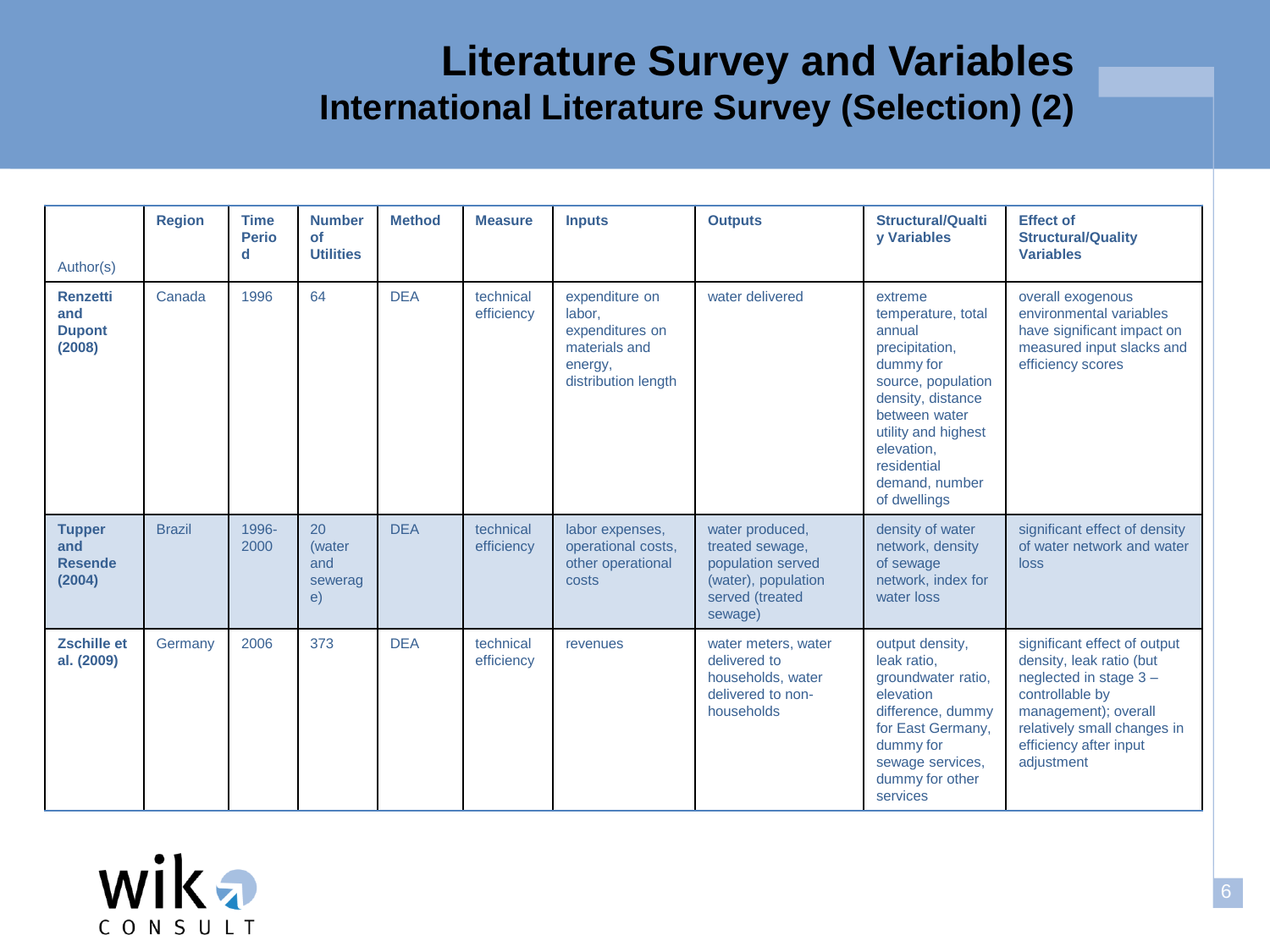# Literature Survey and Variables

## International Literature Survey (Selection) (2)

| Author(s) | Region | Time Period | Number of Utilities | Method | Measure | Inputs | Outputs | Structural/Quality Variables | Effect of Structural/Quality Variables |
|---|---|---|---|---|---|---|---|---|---|
| **Renzetti and Dupont (2008)** | Canada | 1996 | 64 | DEA | technical efficiency | expenditure on labor, expenditures on materials and energy, distribution length | water delivered | extreme temperature, total annual precipitation, dummy for source, population density, distance between water utility and highest elevation, residential demand, number of dwellings | overall exogenous environmental variables have significant impact on measured input slacks and efficiency scores |
| **Tupper and Resende (2004)** | Brazil | 1996-2000 | 20 (water and sewerage) | DEA | technical efficiency | labor expenses, operational costs, other operational costs | water produced, treated sewage, population served (water), population served (treated sewage) | density of water network, density of sewage network, index for water loss | significant effect of density of water network and water loss |
| **Zschille et al. (2009)** | Germany | 2006 | 373 | DEA | technical efficiency | revenues | water meters, water delivered to households, water delivered to non-households | output density, leak ratio, groundwater ratio, elevation difference, dummy for East Germany, dummy for sewage services, dummy for other services | significant effect of output density, leak ratio (but neglected in stage 3 – controllable by management); overall relatively small changes in efficiency after input adjustment |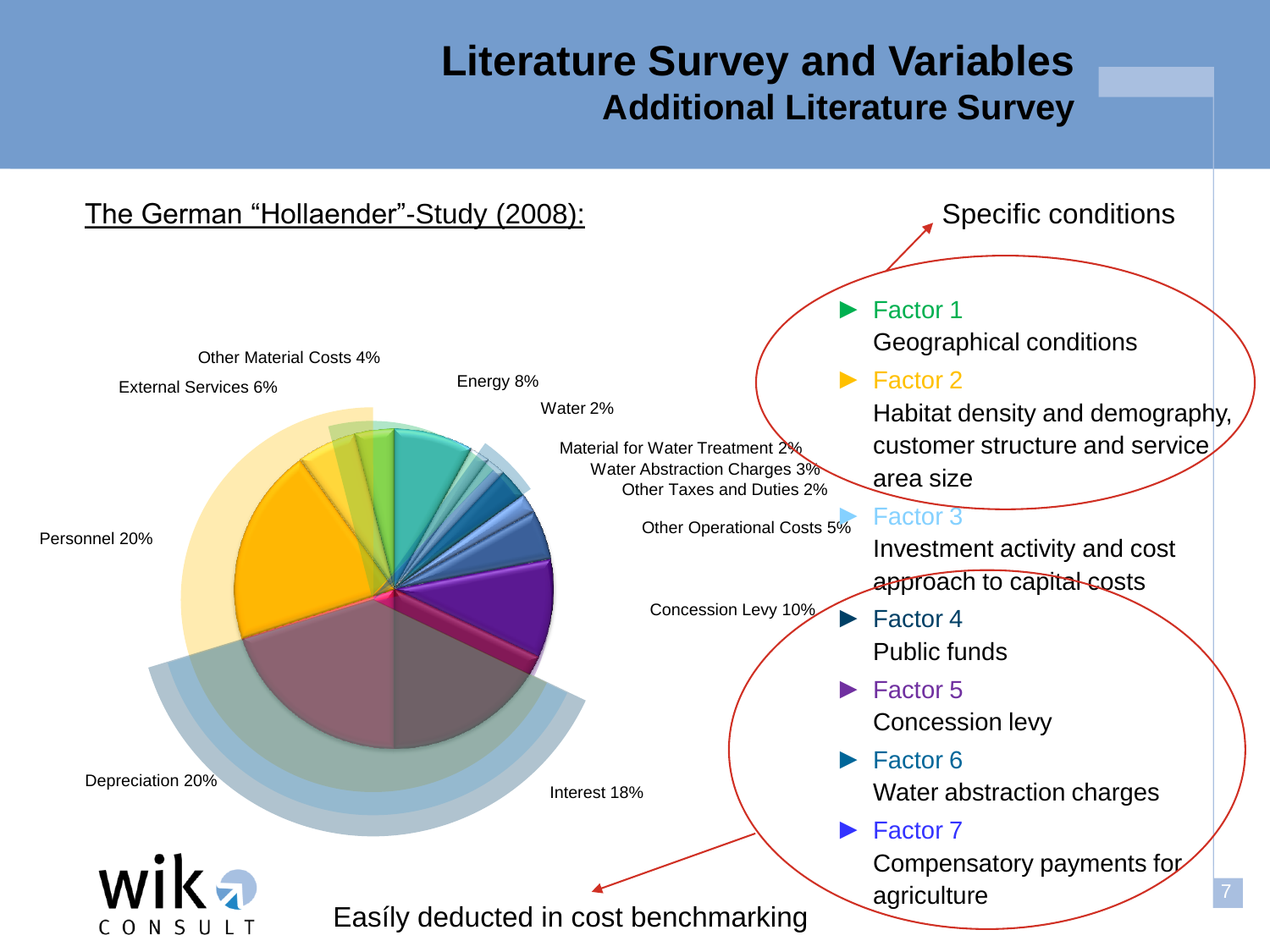# Literature Survey and Variables

## Additional Literature Survey

The German "Hollaender"-Study (2008):

Other Material Costs 4%

External Services 6%

Energy 8%

Water 2%

Material for Water Treatment 2%

Water Abstraction Charges 3%

Other Taxes and Duties 2%

Other Operational Costs 5%

Concession Levy 10%

Interest 18%

Depreciation 20%

Personnel 20%

Specific conditions

- Factor 1
  Geographical conditions
- Factor 2
  Habitat density and demography, customer structure and service area size
- Factor 3
  Investment activity and cost approach to capital costs
- Factor 4
  Public funds
- Factor 5
  Concession levy
- Factor 6
  Water abstraction charges
- Factor 7
  Compensatory payments for agriculture

Easíly deducted in cost benchmarking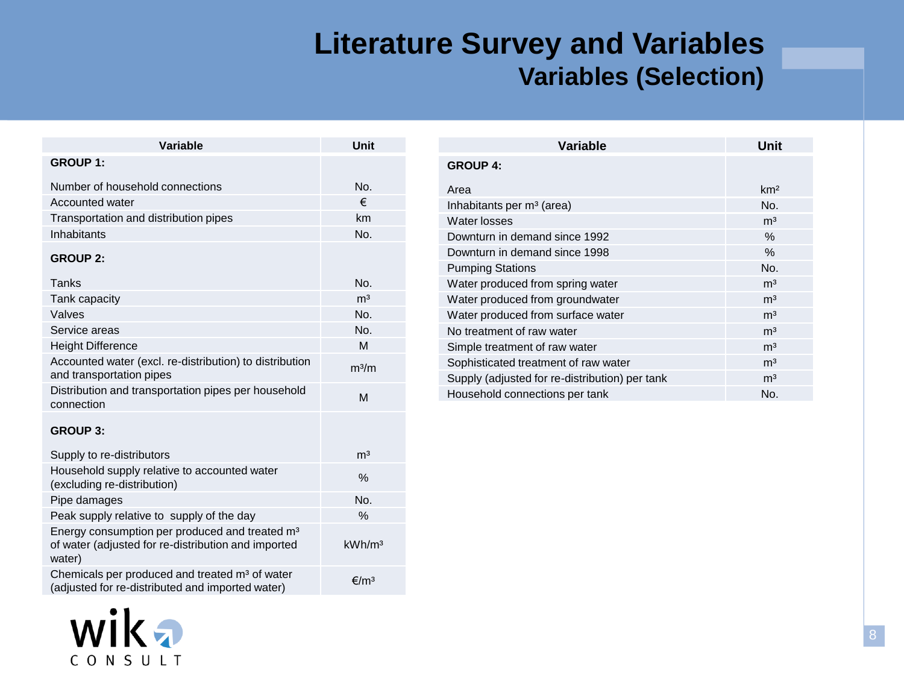# Literature Survey and Variables

## Variables (Selection)

| Variable | Unit |
|---|---|
| **GROUP 1:** | |
| Number of household connections | No. |
| Accounted water | € |
| Transportation and distribution pipes | km |
| Inhabitants | No. |
| **GROUP 2:** | |
| Tanks | No. |
| Tank capacity | $m^3$ |
| Valves | No. |
| Service areas | No. |
| Height Difference | M |
| Accounted water (excl. re-distribution) to distribution and transportation pipes | $m^3/m$ |
| Distribution and transportation pipes per household connection | M |
| **GROUP 3:** | |
| Supply to re-distributors | $m^3$ |
| Household supply relative to accounted water (excluding re-distribution) | % |
| Pipe damages | No. |
| Peak supply relative to supply of the day | % |
| Energy consumption per produced and treated $m^3$ of water (adjusted for re-distribution and imported water) | $kWh/m^3$ |
| Chemicals per produced and treated $m^3$ of water (adjusted for re-distributed and imported water) | €/$m^3$ |

| Variable | Unit |
|---|---|
| **GROUP 4:** | |
| Area | $km^2$ |
| Inhabitants per $m^3$ (area) | No. |
| Water losses | $m^3$ |
| Downturn in demand since 1992 | % |
| Downturn in demand since 1998 | % |
| Pumping Stations | No. |
| Water produced from spring water | $m^3$ |
| Water produced from groundwater | $m^3$ |
| Water produced from surface water | $m^3$ |
| No treatment of raw water | $m^3$ |
| Simple treatment of raw water | $m^3$ |
| Sophisticated treatment of raw water | $m^3$ |
| Supply (adjusted for re-distribution) per tank | $m^3$ |
| Household connections per tank | No. |

wik CONSULT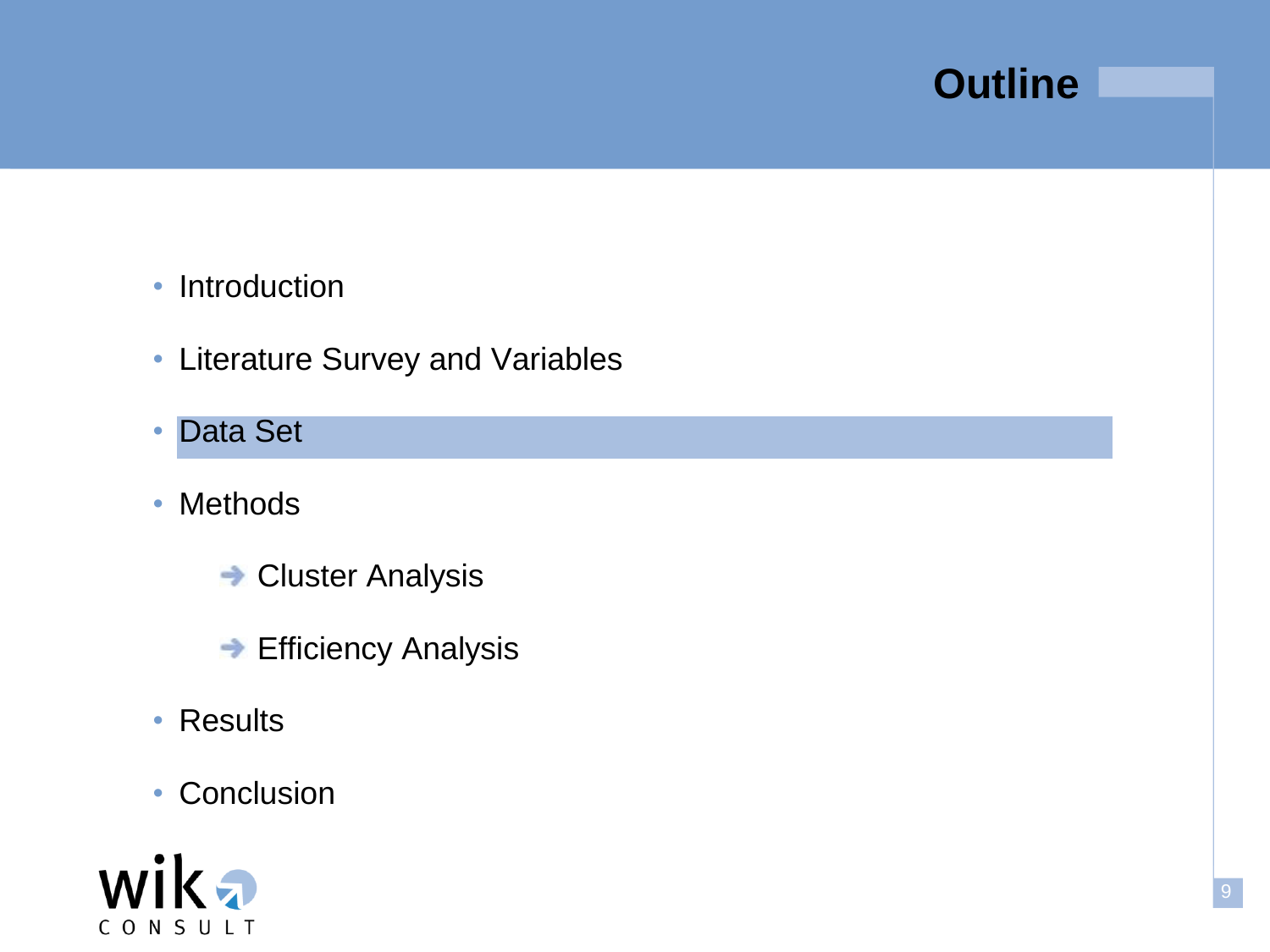# Outline

- Introduction
- Literature Survey and Variables
- Data Set
- Methods
  - ➔ Cluster Analysis
  - ➔ Efficiency Analysis
- Results
- Conclusion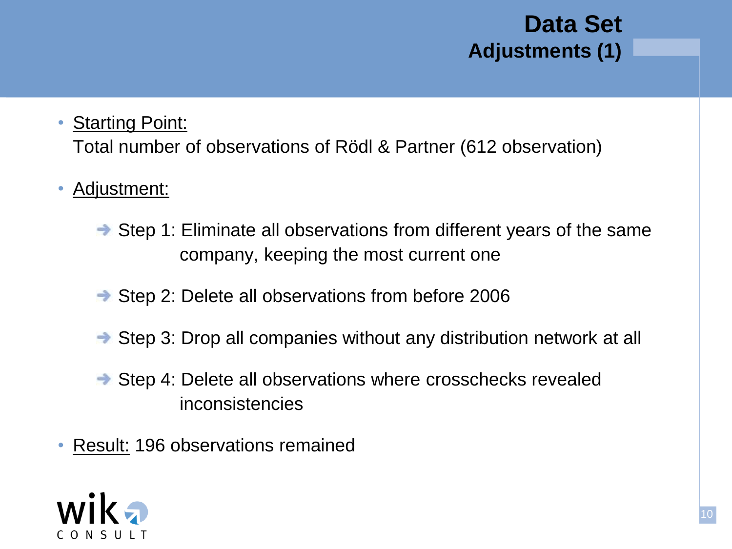# Data Set
## Adjustments (1)

- Starting Point:
  Total number of observations of Rödl & Partner (612 observation)

- Adjustment:

  - Step 1: Eliminate all observations from different years of the same company, keeping the most current one

  - Step 2: Delete all observations from before 2006

  - Step 3: Drop all companies without any distribution network at all

  - Step 4: Delete all observations where crosschecks revealed inconsistencies

- Result: 196 observations remained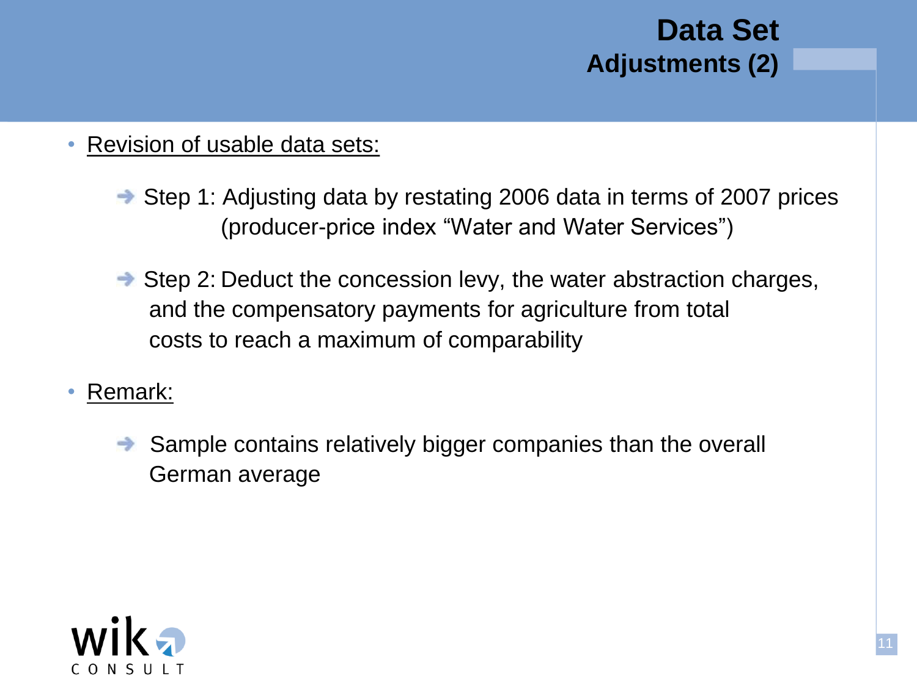# Data Set
## Adjustments (2)

- Revision of usable data sets:
  - Step 1: Adjusting data by restating 2006 data in terms of 2007 prices (producer-price index "Water and Water Services")
  - Step 2: Deduct the concession levy, the water abstraction charges, and the compensatory payments for agriculture from total costs to reach a maximum of comparability
- Remark:
  - Sample contains relatively bigger companies than the overall German average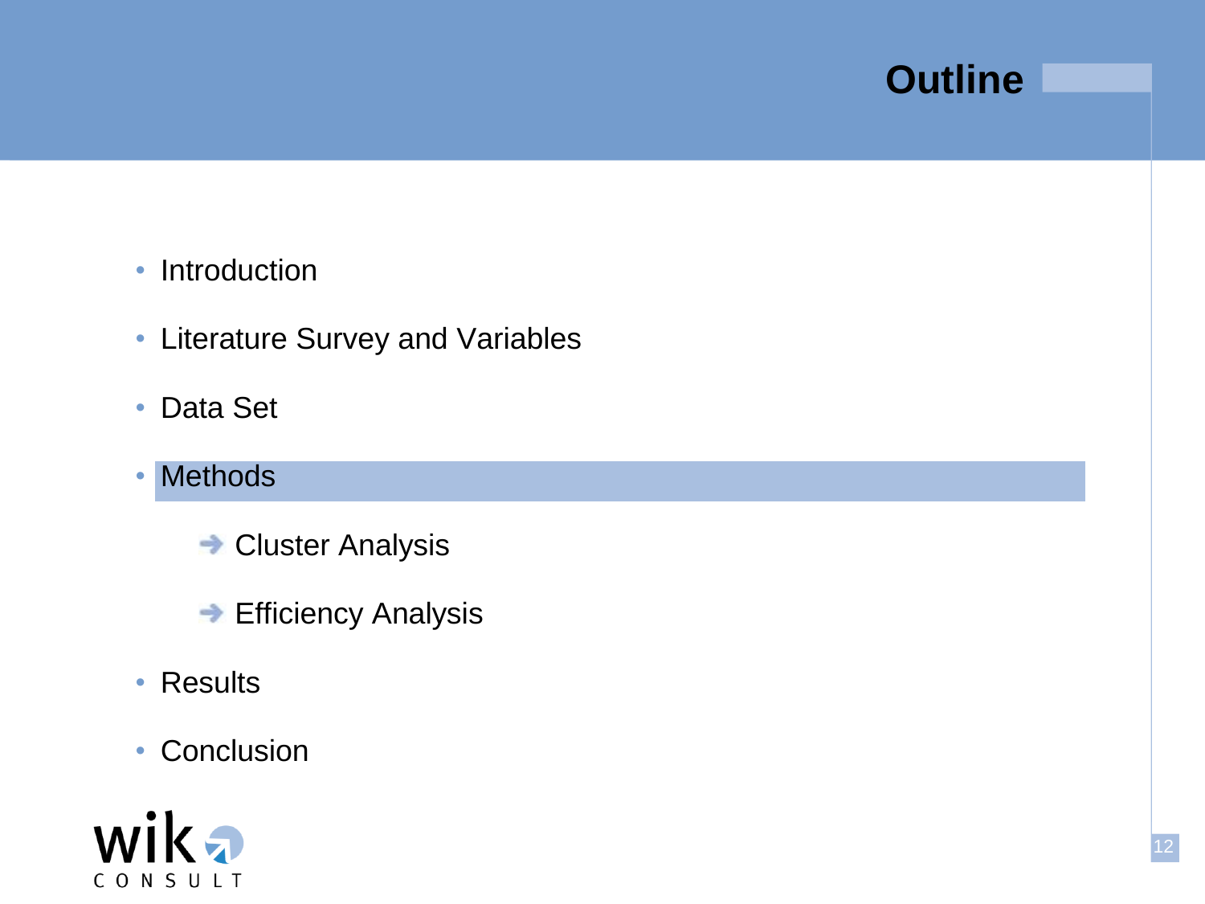# Outline

- Introduction
- Literature Survey and Variables
- Data Set
- **Methods**
    - Cluster Analysis
    - Efficiency Analysis
- Results
- Conclusion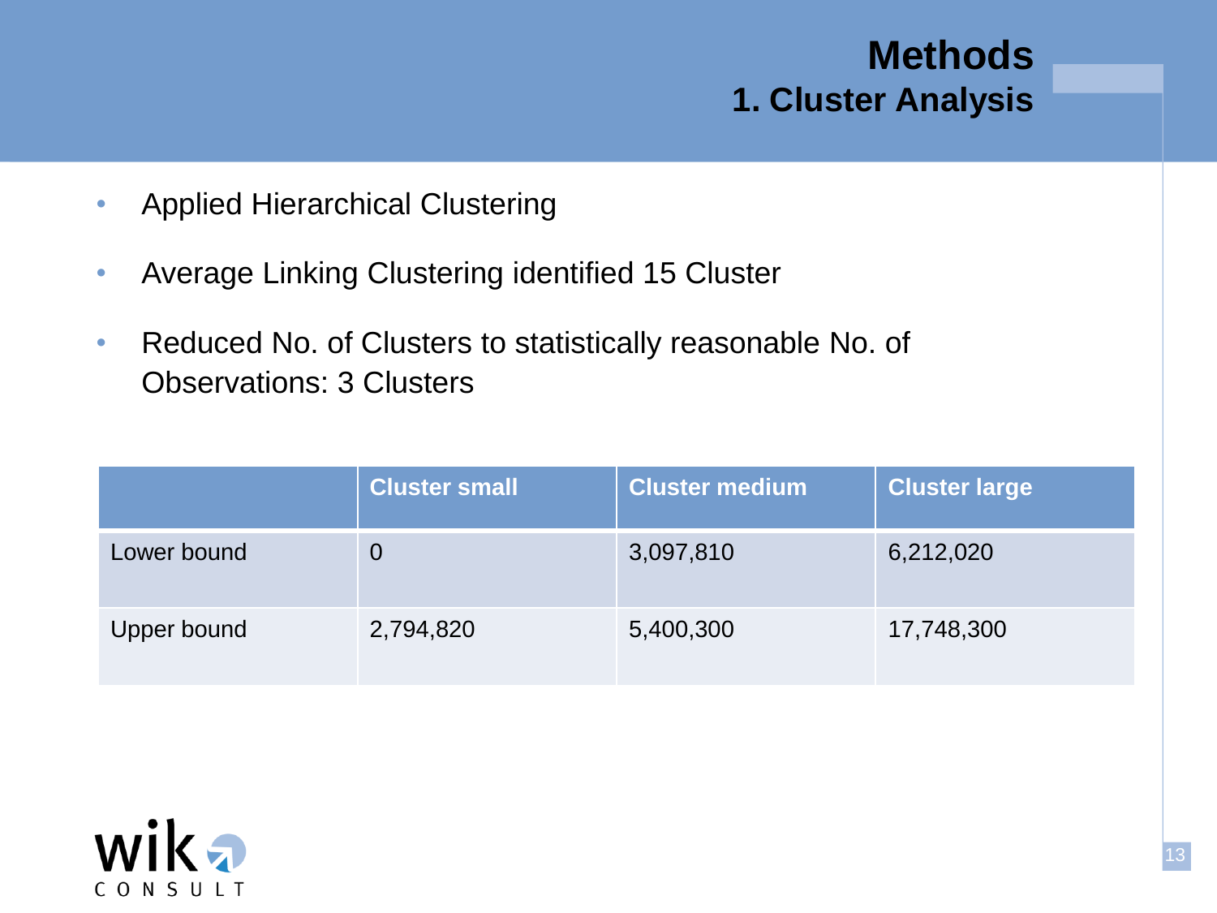# Methods

## 1. Cluster Analysis

- Applied Hierarchical Clustering
- Average Linking Clustering identified 15 Cluster
- Reduced No. of Clusters to statistically reasonable No. of Observations: 3 Clusters

| | Cluster small | Cluster medium | Cluster large |
|---|---|---|---|
| Lower bound | 0 | 3,097,810 | 6,212,020 |
| Upper bound | 2,794,820 | 5,400,300 | 17,748,300 |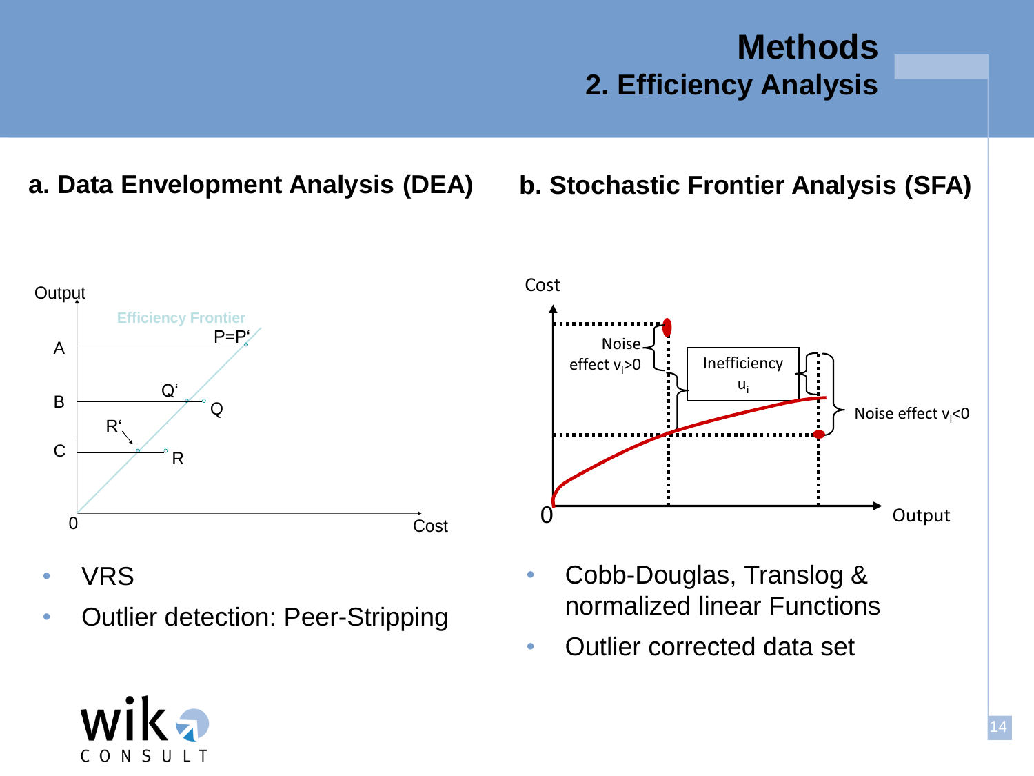# Methods

## 2. Efficiency Analysis

### a. Data Envelopment Analysis (DEA)

- VRS
- Outlier detection: Peer-Stripping

### b. Stochastic Frontier Analysis (SFA)

- Cobb-Douglas, Translog & normalized linear Functions
- Outlier corrected data set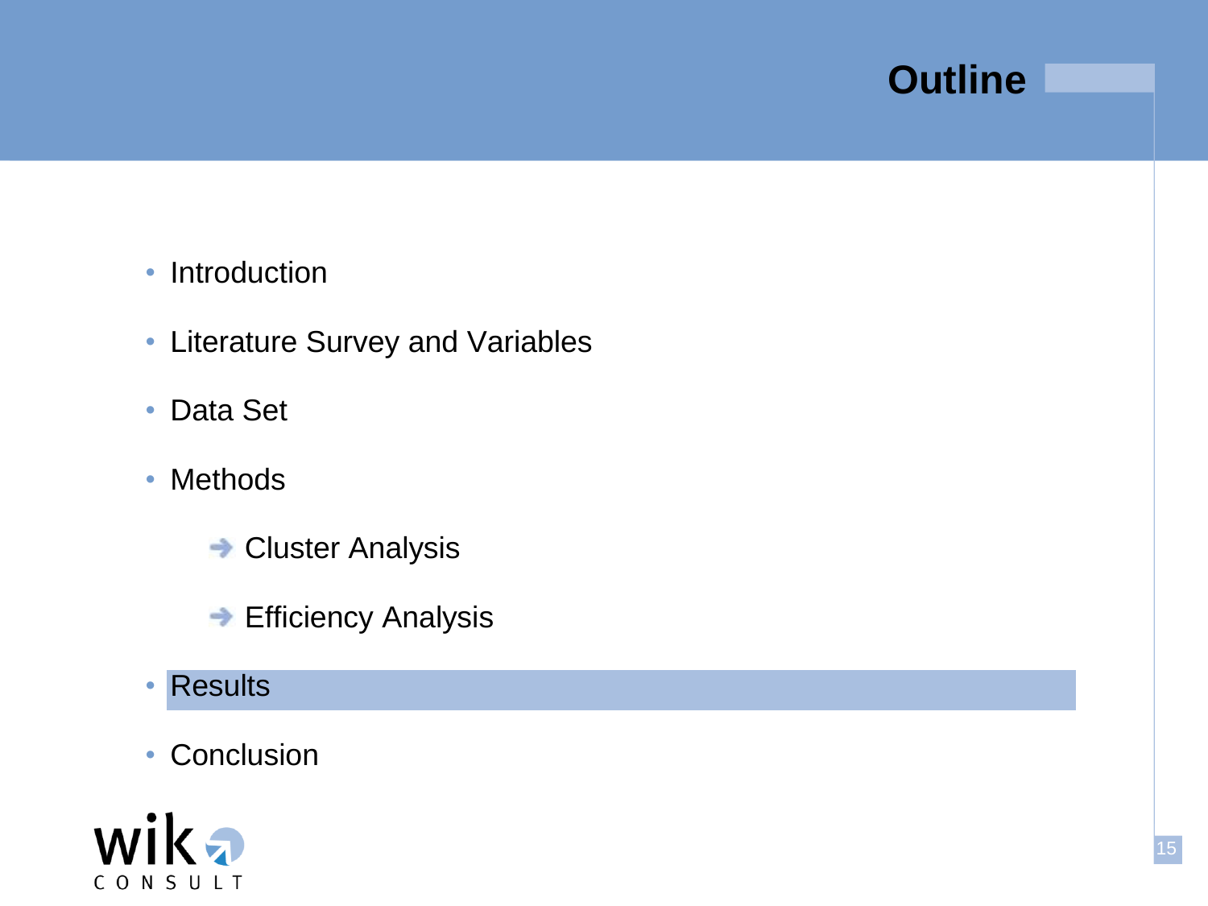# Outline

- Introduction
- Literature Survey and Variables
- Data Set
- Methods
  - Cluster Analysis
  - Efficiency Analysis
- Results
- Conclusion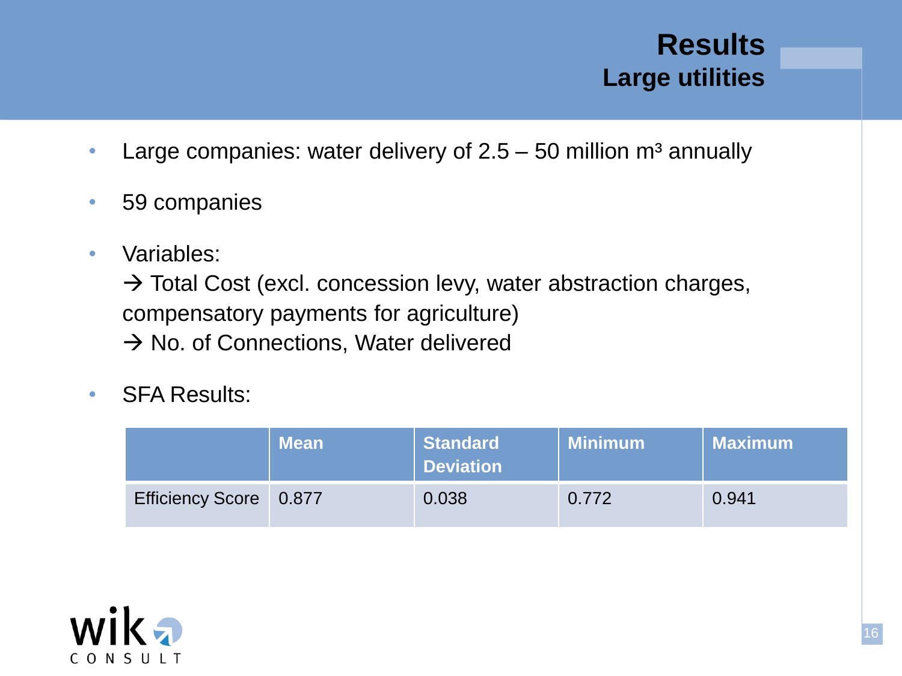# Results
## Large utilities

- Large companies: water delivery of 2.5 – 50 million $m^3$ annually
- 59 companies
- Variables:
  → Total Cost (excl. concession levy, water abstraction charges, compensatory payments for agriculture)
  → No. of Connections, Water delivered
- SFA Results:

| | Mean | Standard Deviation | Minimum | Maximum |
|---|---|---|---|---|
| Efficiency Score | 0.877 | 0.038 | 0.772 | 0.941 |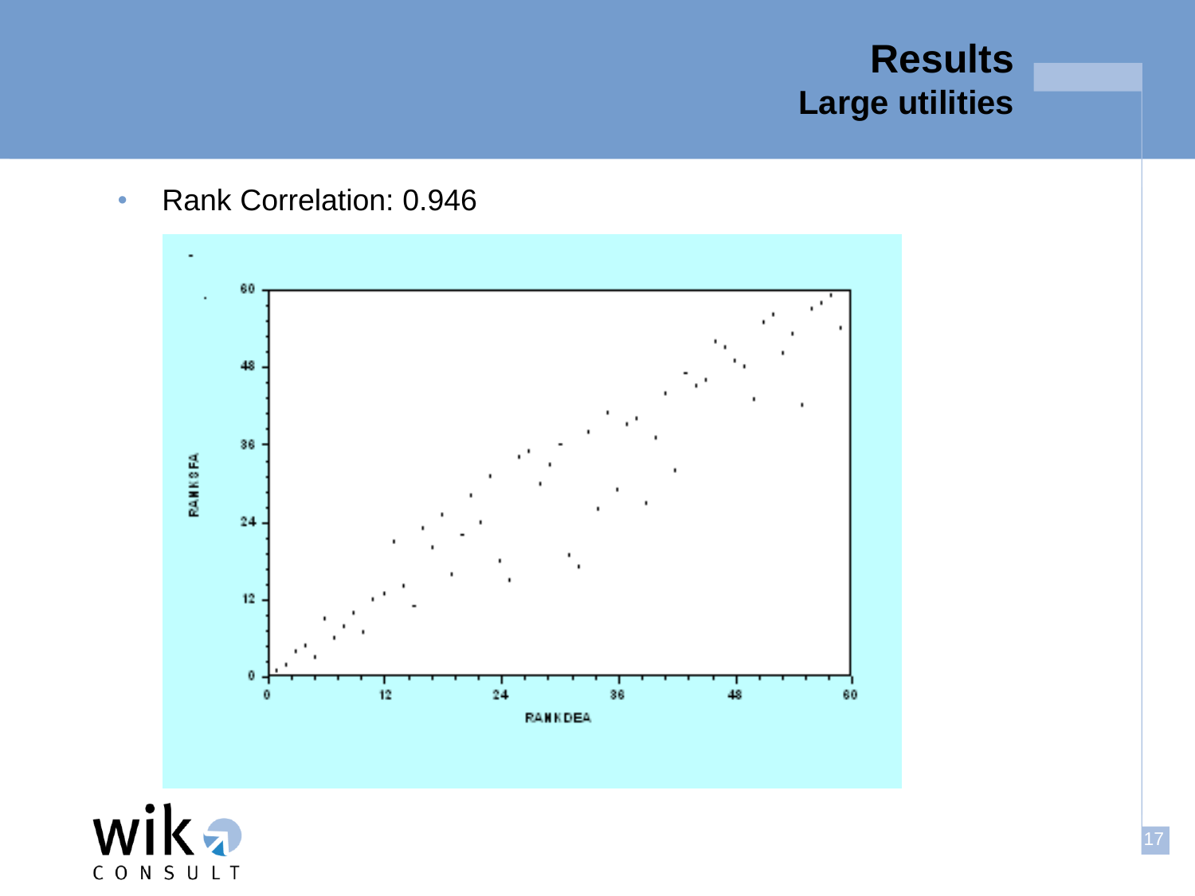# Results

## Large utilities

- Rank Correlation: 0.946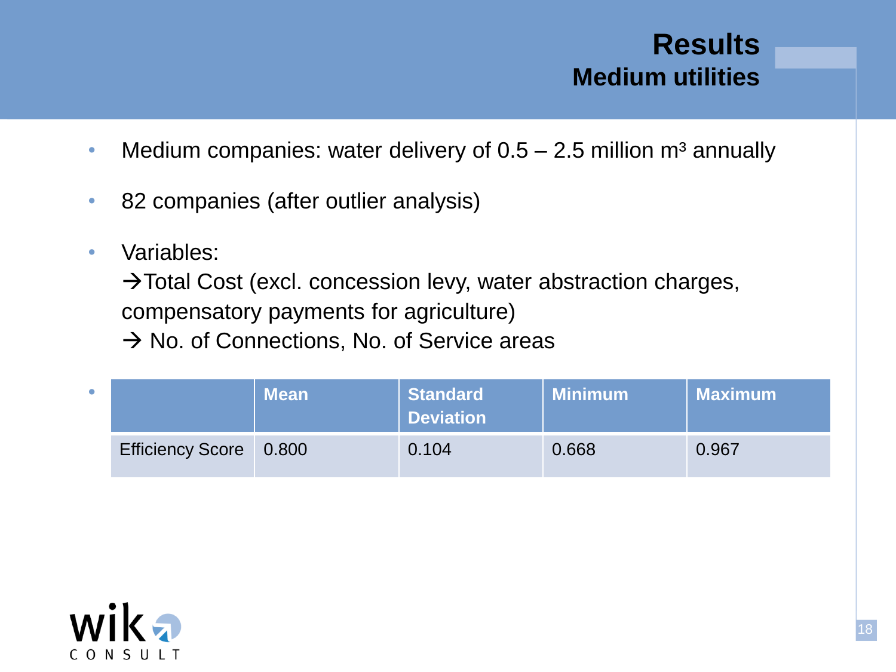# Results
## Medium utilities

- Medium companies: water delivery of 0.5 – 2.5 million $m^3$ annually
- 82 companies (after outlier analysis)
- Variables:
  → Total Cost (excl. concession levy, water abstraction charges, compensatory payments for agriculture)
  → No. of Connections, No. of Service areas
- 

| | Mean | Standard Deviation | Minimum | Maximum |
|---|---|---|---|---|
| Efficiency Score | 0.800 | 0.104 | 0.668 | 0.967 |

wik CONSULT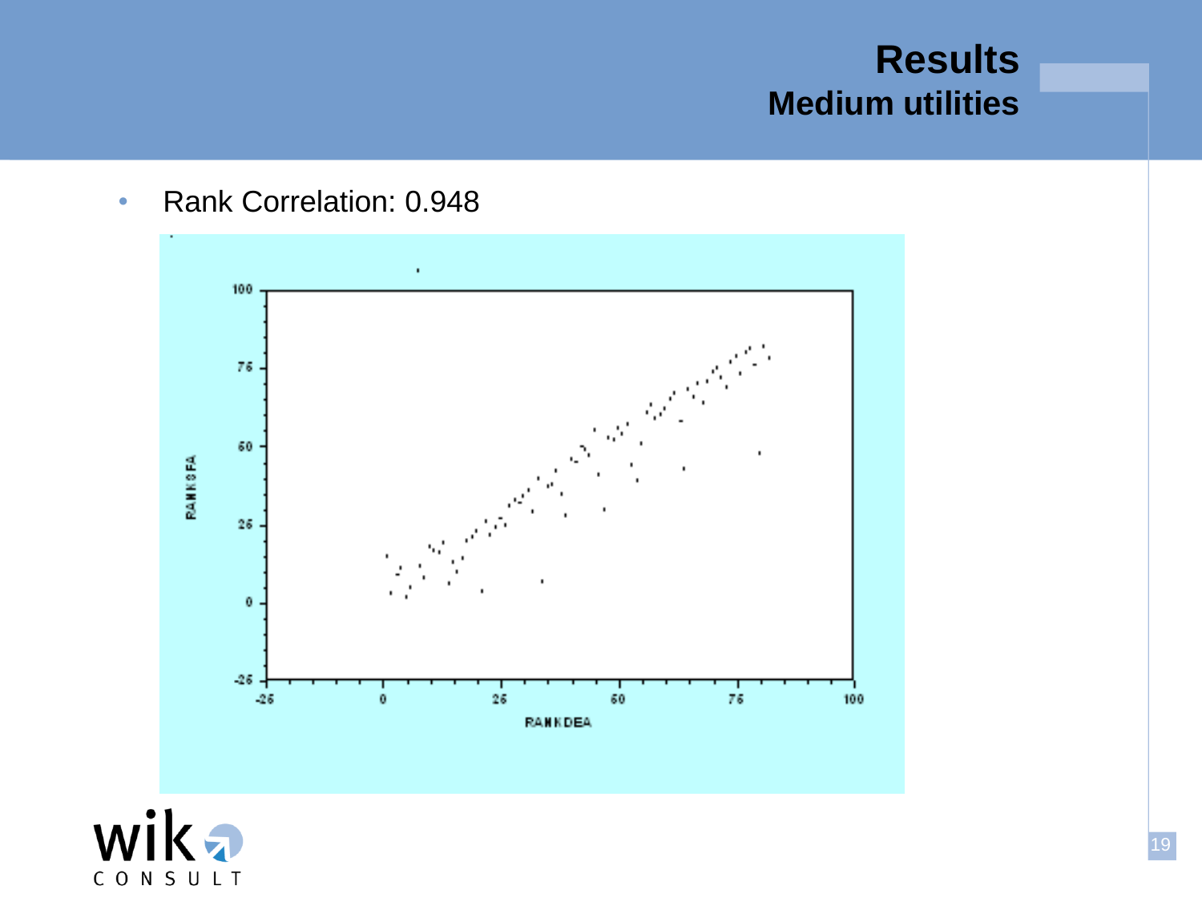# Results
## Medium utilities

- Rank Correlation: 0.948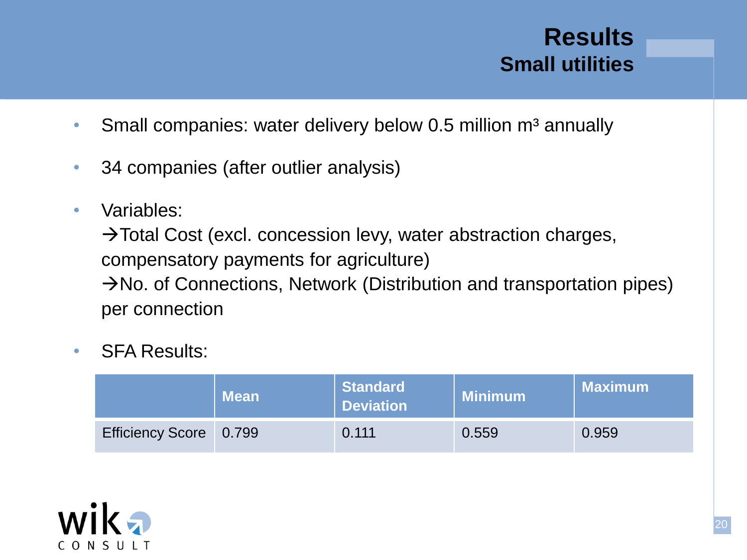# Results

## Small utilities

- Small companies: water delivery below 0.5 million m³ annually
- 34 companies (after outlier analysis)
- Variables:
  →Total Cost (excl. concession levy, water abstraction charges, compensatory payments for agriculture)
  →No. of Connections, Network (Distribution and transportation pipes) per connection
- SFA Results:

| | Mean | Standard Deviation | Minimum | Maximum |
|---|---|---|---|---|
| Efficiency Score | 0.799 | 0.111 | 0.559 | 0.959 |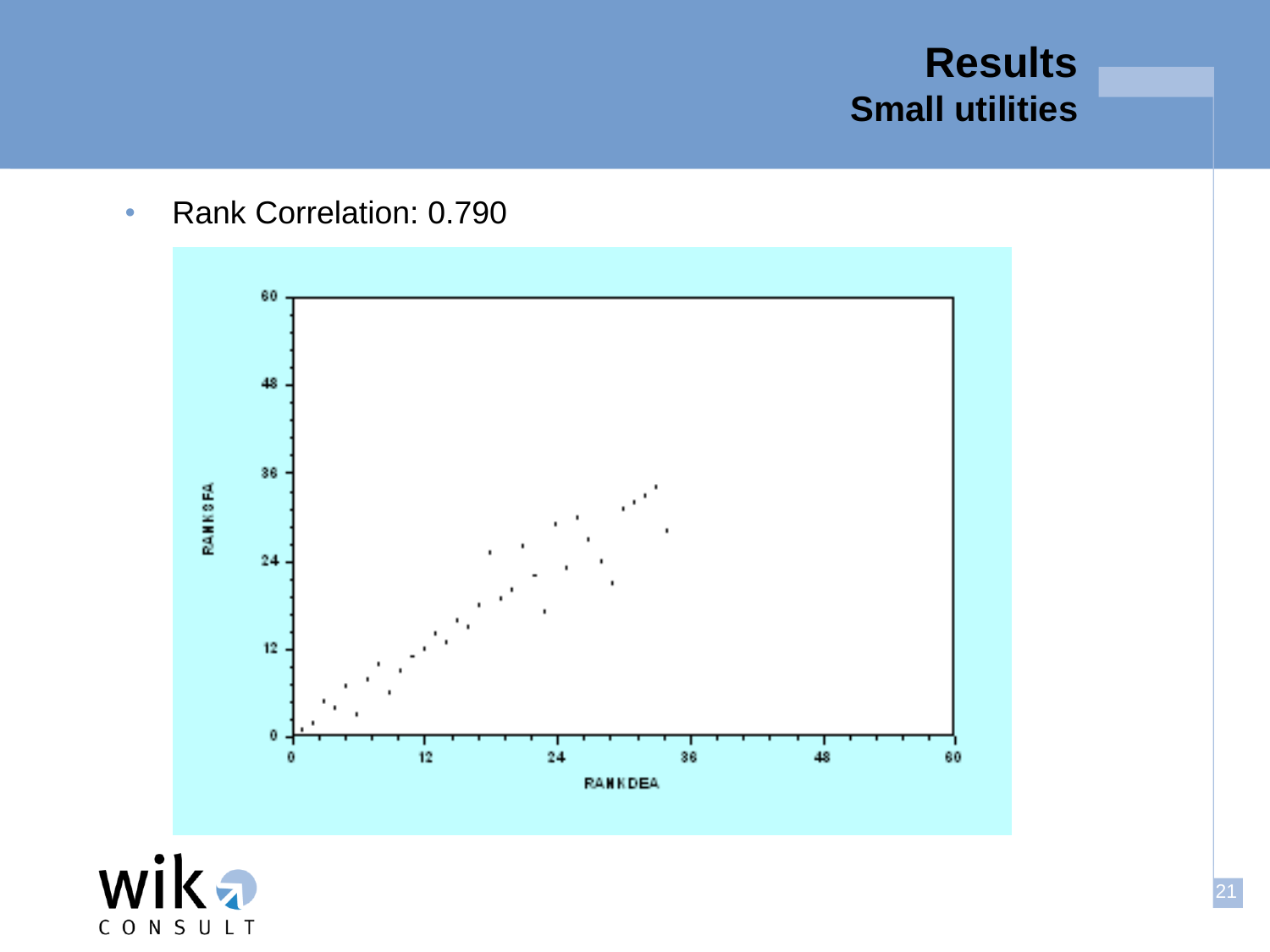# Results
## Small utilities

- Rank Correlation: 0.790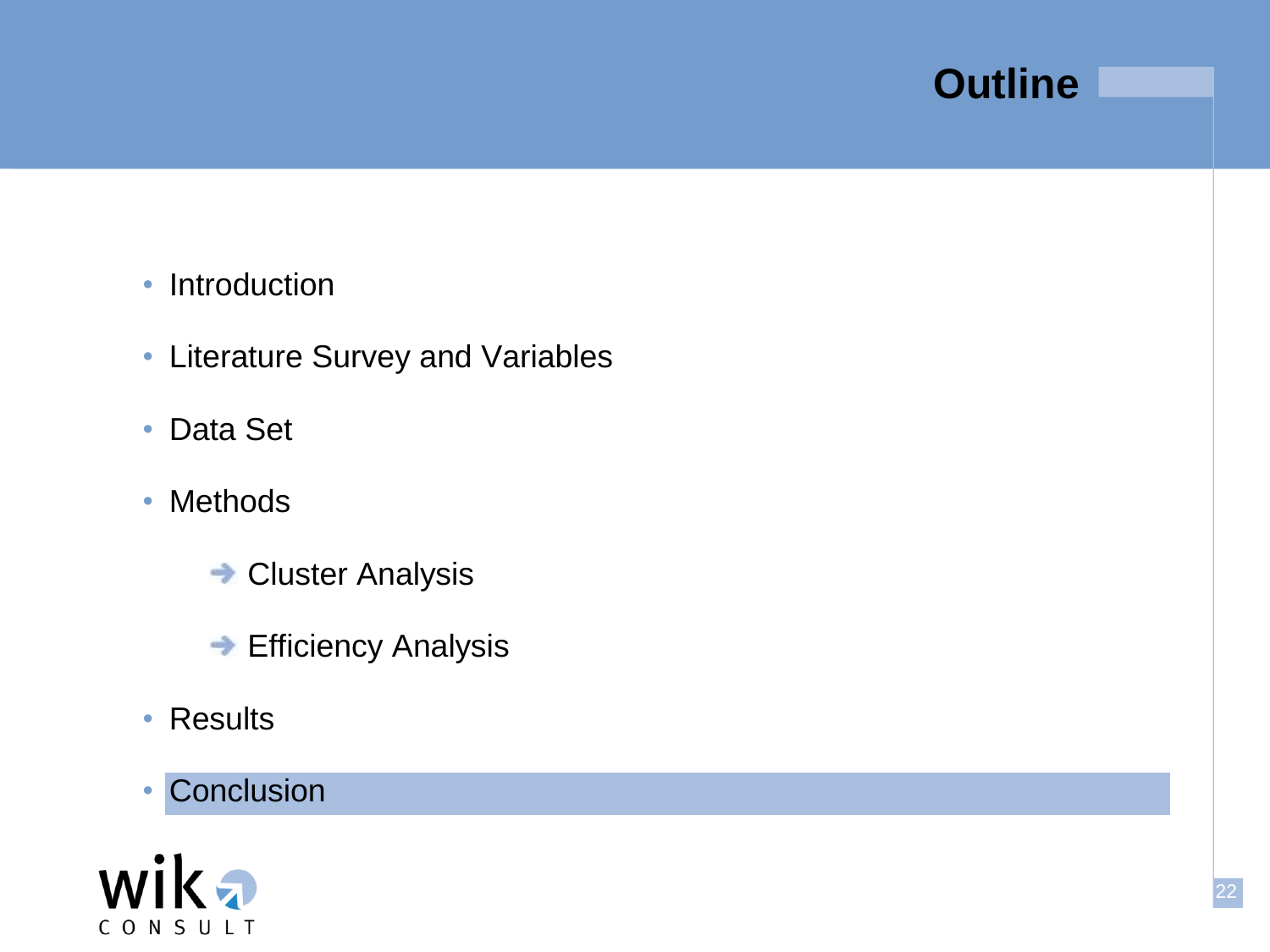# Outline

- Introduction
- Literature Survey and Variables
- Data Set
- Methods
    - Cluster Analysis
    - Efficiency Analysis
- Results
- **Conclusion**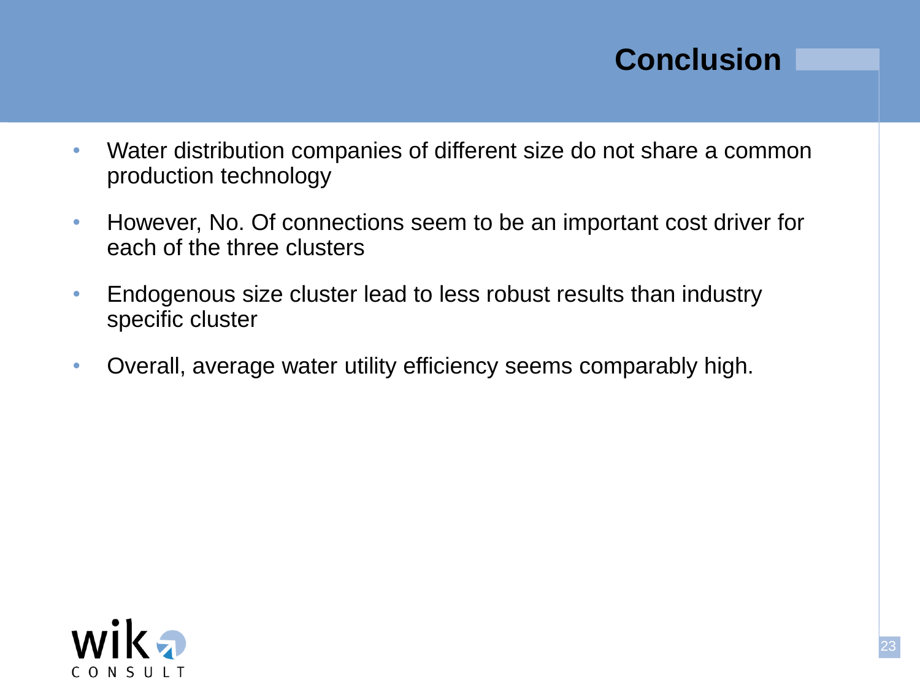# Conclusion

- Water distribution companies of different size do not share a common production technology
- However, No. Of connections seem to be an important cost driver for each of the three clusters
- Endogenous size cluster lead to less robust results than industry specific cluster
- Overall, average water utility efficiency seems comparably high.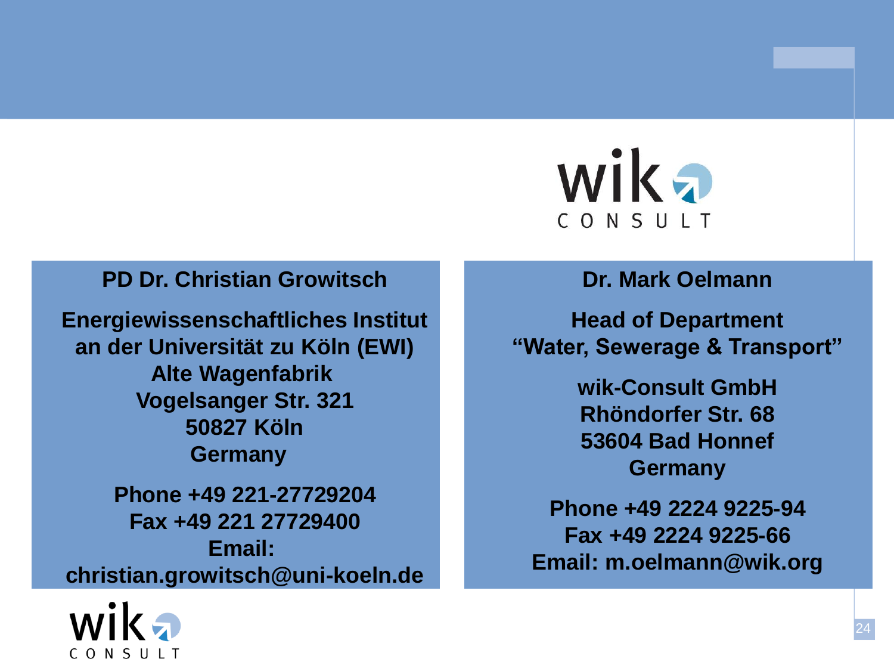**PD Dr. Christian Growitsch**

**Energiewissenschaftliches Institut an der Universität zu Köln (EWI)**
**Alte Wagenfabrik**
**Vogelsanger Str. 321**
**50827 Köln**
**Germany**

**Phone +49 221-27729204**
**Fax +49 221 27729400**
**Email: christian.growitsch@uni-koeln.de**

**Dr. Mark Oelmann**

**Head of Department**
**“Water, Sewerage & Transport”**

**wik-Consult GmbH**
**Rhöndorfer Str. 68**
**53604 Bad Honnef**
**Germany**

**Phone +49 2224 9225-94**
**Fax +49 2224 9225-66**
**Email: m.oelmann@wik.org**